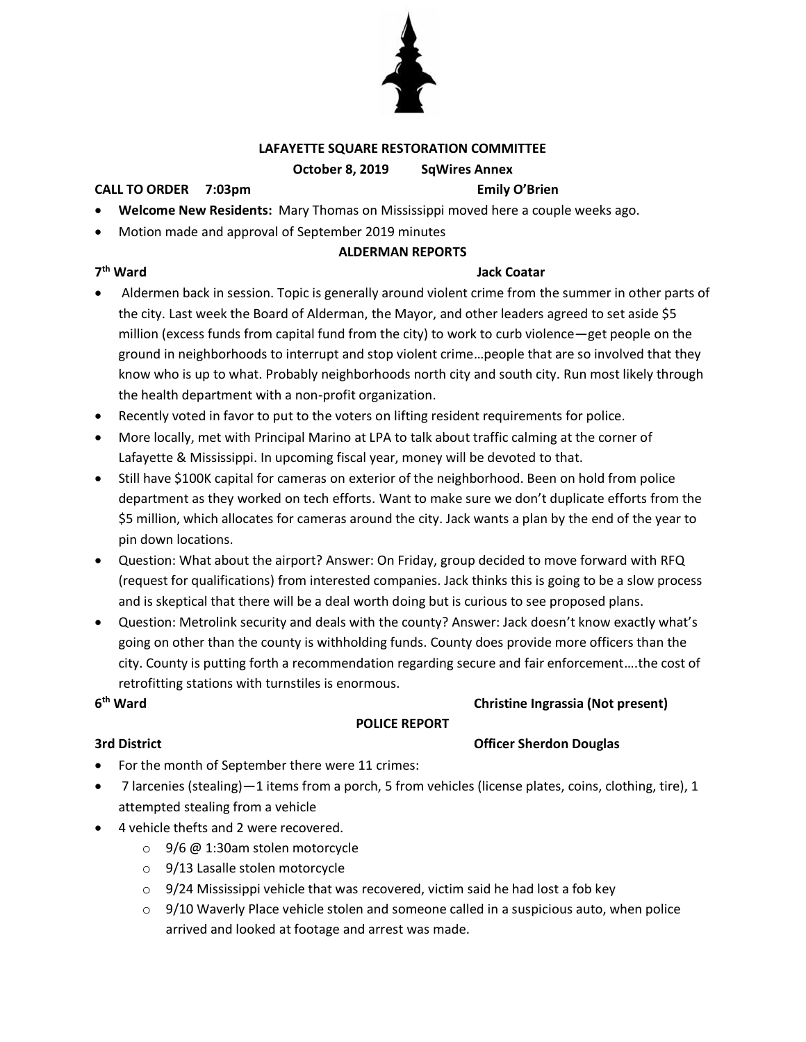# LAFAYETTE SQUARE RESTORATION COMMITTEE

**October 8, 2019 SqWires Annex**

**CALL TO ORDER 7:03pm** **Emily O'Brien**

- **Welcome New Residents:** Mary Thomas on Mississippi moved here a couple weeks ago.
- Motion made and approval of September 2019 minutes

## ALDERMAN REPORTS

**7th Ward** **Jack Coatar**

- Aldermen back in session. Topic is generally around violent crime from the summer in other parts of the city. Last week the Board of Alderman, the Mayor, and other leaders agreed to set aside $5 million (excess funds from capital fund from the city) to work to curb violence—get people on the ground in neighborhoods to interrupt and stop violent crime…people that are so involved that they know who is up to what. Probably neighborhoods north city and south city. Run most likely through the health department with a non-profit organization.
- Recently voted in favor to put to the voters on lifting resident requirements for police.
- More locally, met with Principal Marino at LPA to talk about traffic calming at the corner of Lafayette & Mississippi. In upcoming fiscal year, money will be devoted to that.
- Still have $100K capital for cameras on exterior of the neighborhood. Been on hold from police department as they worked on tech efforts. Want to make sure we don't duplicate efforts from the $5 million, which allocates for cameras around the city. Jack wants a plan by the end of the year to pin down locations.
- Question: What about the airport? Answer: On Friday, group decided to move forward with RFQ (request for qualifications) from interested companies. Jack thinks this is going to be a slow process and is skeptical that there will be a deal worth doing but is curious to see proposed plans.
- Question: Metrolink security and deals with the county? Answer: Jack doesn't know exactly what's going on other than the county is withholding funds. County does provide more officers than the city. County is putting forth a recommendation regarding secure and fair enforcement….the cost of retrofitting stations with turnstiles is enormous.

**6th Ward** **Christine Ingrassia (Not present)**

## POLICE REPORT

**3rd District** **Officer Sherdon Douglas**

- For the month of September there were 11 crimes:
- 7 larcenies (stealing)—1 items from a porch, 5 from vehicles (license plates, coins, clothing, tire), 1 attempted stealing from a vehicle
- 4 vehicle thefts and 2 were recovered.
  - 9/6 @ 1:30am stolen motorcycle
  - 9/13 Lasalle stolen motorcycle
  - 9/24 Mississippi vehicle that was recovered, victim said he had lost a fob key
  - 9/10 Waverly Place vehicle stolen and someone called in a suspicious auto, when police arrived and looked at footage and arrest was made.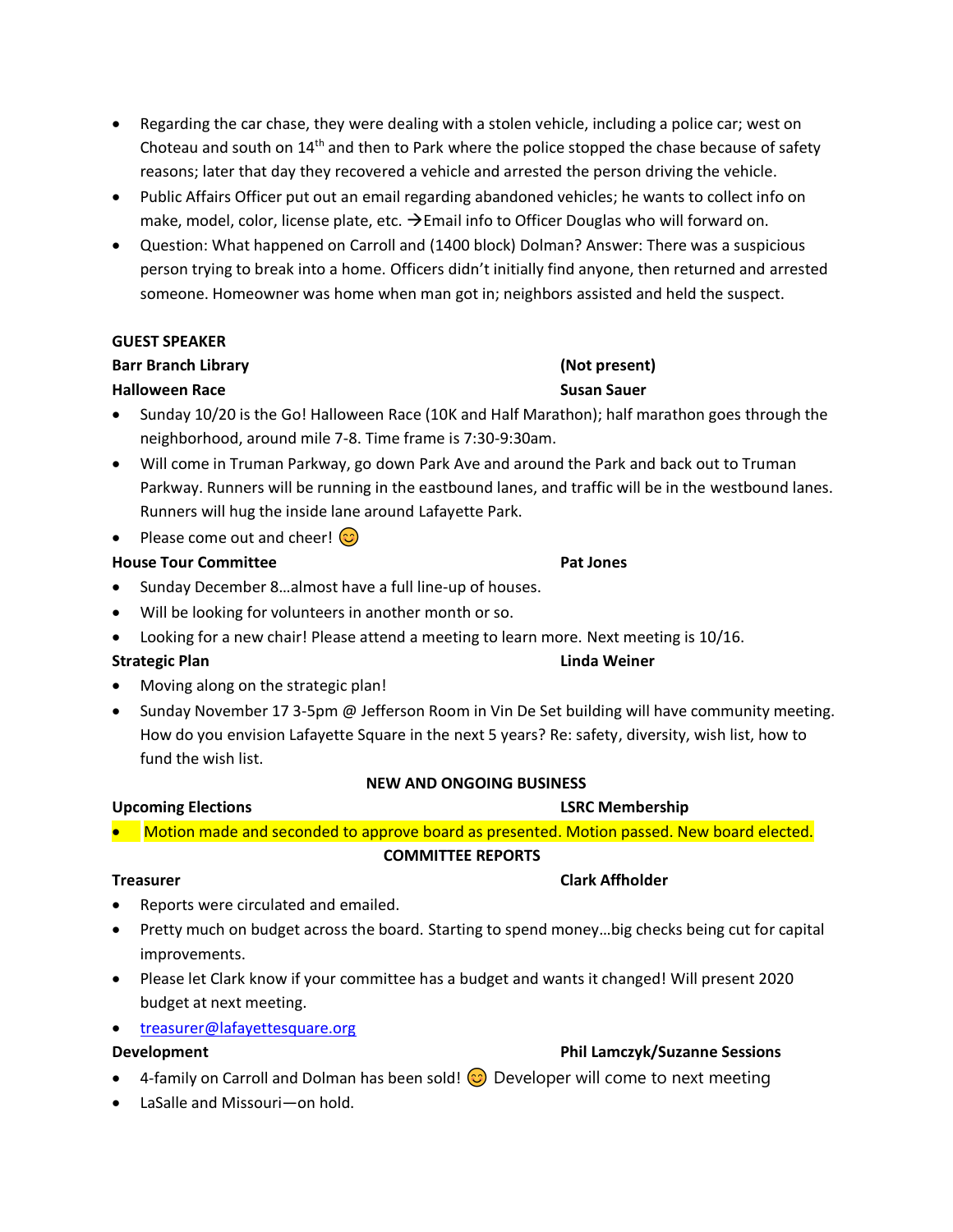- Regarding the car chase, they were dealing with a stolen vehicle, including a police car; west on Choteau and south on 14th and then to Park where the police stopped the chase because of safety reasons; later that day they recovered a vehicle and arrested the person driving the vehicle.
- Public Affairs Officer put out an email regarding abandoned vehicles; he wants to collect info on make, model, color, license plate, etc. →Email info to Officer Douglas who will forward on.
- Question: What happened on Carroll and (1400 block) Dolman? Answer: There was a suspicious person trying to break into a home. Officers didn't initially find anyone, then returned and arrested someone. Homeowner was home when man got in; neighbors assisted and held the suspect.

**GUEST SPEAKER**

**Barr Branch Library** **(Not present)**

**Halloween Race** **Susan Sauer**

- Sunday 10/20 is the Go! Halloween Race (10K and Half Marathon); half marathon goes through the neighborhood, around mile 7-8. Time frame is 7:30-9:30am.
- Will come in Truman Parkway, go down Park Ave and around the Park and back out to Truman Parkway. Runners will be running in the eastbound lanes, and traffic will be in the westbound lanes. Runners will hug the inside lane around Lafayette Park.
- Please come out and cheer! 😊

**House Tour Committee** **Pat Jones**

- Sunday December 8…almost have a full line-up of houses.
- Will be looking for volunteers in another month or so.
- Looking for a new chair! Please attend a meeting to learn more. Next meeting is 10/16.

**Strategic Plan** **Linda Weiner**

- Moving along on the strategic plan!
- Sunday November 17 3-5pm @ Jefferson Room in Vin De Set building will have community meeting. How do you envision Lafayette Square in the next 5 years? Re: safety, diversity, wish list, how to fund the wish list.

**NEW AND ONGOING BUSINESS**

**Upcoming Elections** **LSRC Membership**

- Motion made and seconded to approve board as presented. Motion passed. New board elected.

**COMMITTEE REPORTS**

**Treasurer** **Clark Affholder**

- Reports were circulated and emailed.
- Pretty much on budget across the board. Starting to spend money…big checks being cut for capital improvements.
- Please let Clark know if your committee has a budget and wants it changed! Will present 2020 budget at next meeting.
- treasurer@lafayettesquare.org

**Development** **Phil Lamczyk/Suzanne Sessions**

- 4-family on Carroll and Dolman has been sold! 😊 Developer will come to next meeting
- LaSalle and Missouri—on hold.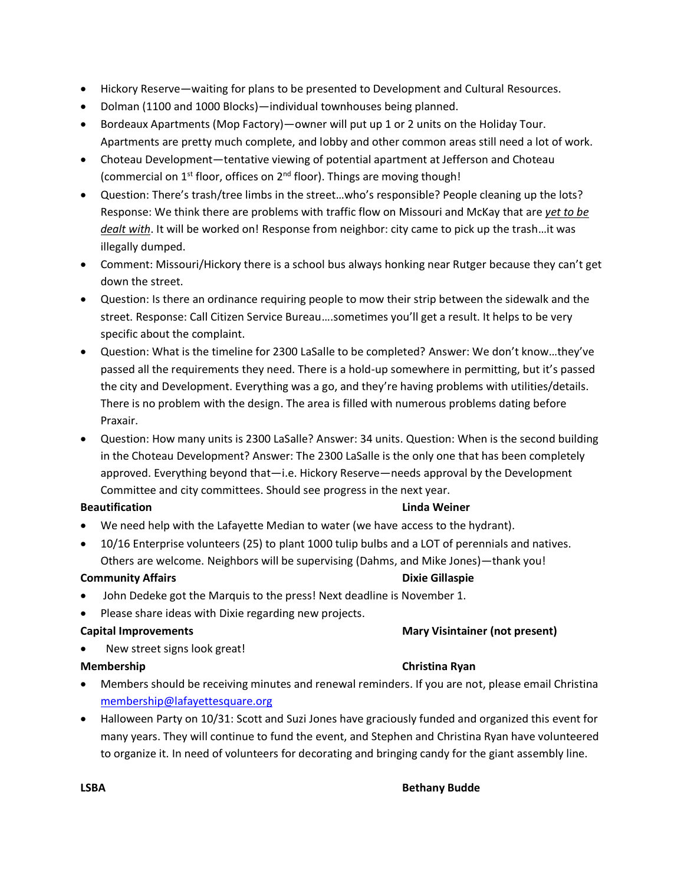- Hickory Reserve—waiting for plans to be presented to Development and Cultural Resources.
- Dolman (1100 and 1000 Blocks)—individual townhouses being planned.
- Bordeaux Apartments (Mop Factory)—owner will put up 1 or 2 units on the Holiday Tour. Apartments are pretty much complete, and lobby and other common areas still need a lot of work.
- Choteau Development—tentative viewing of potential apartment at Jefferson and Choteau (commercial on 1st floor, offices on 2nd floor). Things are moving though!
- Question: There's trash/tree limbs in the street…who's responsible? People cleaning up the lots? Response: We think there are problems with traffic flow on Missouri and McKay that are *yet to be dealt with*. It will be worked on! Response from neighbor: city came to pick up the trash…it was illegally dumped.
- Comment: Missouri/Hickory there is a school bus always honking near Rutger because they can't get down the street.
- Question: Is there an ordinance requiring people to mow their strip between the sidewalk and the street. Response: Call Citizen Service Bureau….sometimes you'll get a result. It helps to be very specific about the complaint.
- Question: What is the timeline for 2300 LaSalle to be completed? Answer: We don't know…they've passed all the requirements they need. There is a hold-up somewhere in permitting, but it's passed the city and Development. Everything was a go, and they're having problems with utilities/details. There is no problem with the design. The area is filled with numerous problems dating before Praxair.
- Question: How many units is 2300 LaSalle? Answer: 34 units. Question: When is the second building in the Choteau Development? Answer: The 2300 LaSalle is the only one that has been completely approved. Everything beyond that—i.e. Hickory Reserve—needs approval by the Development Committee and city committees. Should see progress in the next year.

**Beautification** — **Linda Weiner**

- We need help with the Lafayette Median to water (we have access to the hydrant).
- 10/16 Enterprise volunteers (25) to plant 1000 tulip bulbs and a LOT of perennials and natives. Others are welcome. Neighbors will be supervising (Dahms, and Mike Jones)—thank you!

**Community Affairs** — **Dixie Gillaspie**

- John Dedeke got the Marquis to the press! Next deadline is November 1.
- Please share ideas with Dixie regarding new projects.

**Capital Improvements** — **Mary Visintainer (not present)**

- New street signs look great!

**Membership** — **Christina Ryan**

- Members should be receiving minutes and renewal reminders. If you are not, please email Christina membership@lafayettesquare.org
- Halloween Party on 10/31: Scott and Suzi Jones have graciously funded and organized this event for many years. They will continue to fund the event, and Stephen and Christina Ryan have volunteered to organize it. In need of volunteers for decorating and bringing candy for the giant assembly line.

**LSBA** — **Bethany Budde**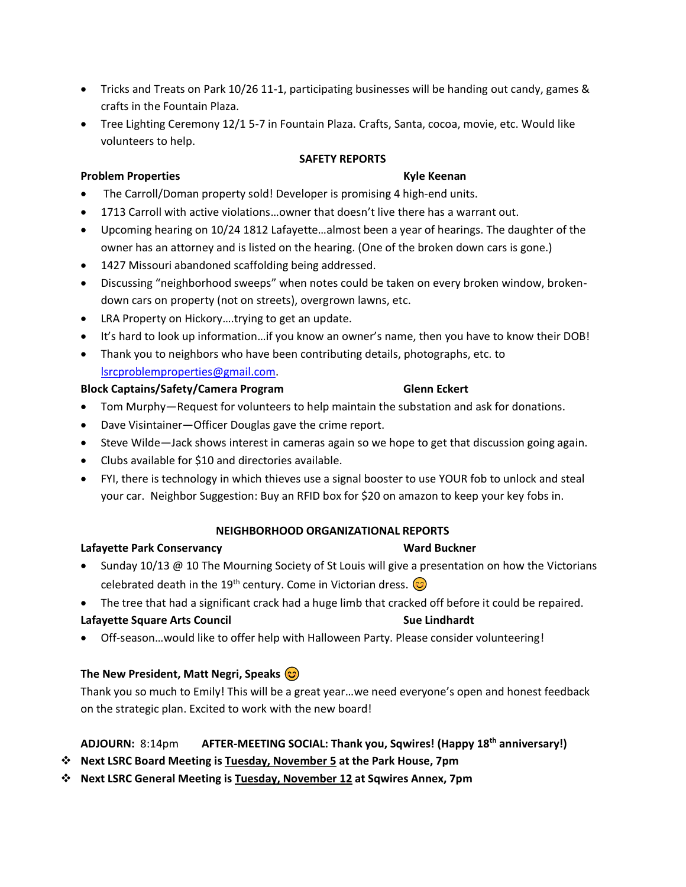- Tricks and Treats on Park 10/26 11-1, participating businesses will be handing out candy, games & crafts in the Fountain Plaza.
- Tree Lighting Ceremony 12/1 5-7 in Fountain Plaza. Crafts, Santa, cocoa, movie, etc. Would like volunteers to help.

**SAFETY REPORTS**

**Problem Properties** **Kyle Keenan**

- The Carroll/Doman property sold! Developer is promising 4 high-end units.
- 1713 Carroll with active violations…owner that doesn't live there has a warrant out.
- Upcoming hearing on 10/24 1812 Lafayette…almost been a year of hearings. The daughter of the owner has an attorney and is listed on the hearing. (One of the broken down cars is gone.)
- 1427 Missouri abandoned scaffolding being addressed.
- Discussing "neighborhood sweeps" when notes could be taken on every broken window, broken-down cars on property (not on streets), overgrown lawns, etc.
- LRA Property on Hickory….trying to get an update.
- It's hard to look up information…if you know an owner's name, then you have to know their DOB!
- Thank you to neighbors who have been contributing details, photographs, etc. to lsrcproblemproperties@gmail.com.

**Block Captains/Safety/Camera Program** **Glenn Eckert**

- Tom Murphy—Request for volunteers to help maintain the substation and ask for donations.
- Dave Visintainer—Officer Douglas gave the crime report.
- Steve Wilde—Jack shows interest in cameras again so we hope to get that discussion going again.
- Clubs available for $10 and directories available.
- FYI, there is technology in which thieves use a signal booster to use YOUR fob to unlock and steal your car. Neighbor Suggestion: Buy an RFID box for $20 on amazon to keep your key fobs in.

**NEIGHBORHOOD ORGANIZATIONAL REPORTS**

**Lafayette Park Conservancy** **Ward Buckner**

- Sunday 10/13 @ 10 The Mourning Society of St Louis will give a presentation on how the Victorians celebrated death in the 19th century. Come in Victorian dress. 😊
- The tree that had a significant crack had a huge limb that cracked off before it could be repaired.

**Lafayette Square Arts Council** **Sue Lindhardt**

- Off-season…would like to offer help with Halloween Party. Please consider volunteering!

**The New President, Matt Negri, Speaks** 😊

Thank you so much to Emily! This will be a great year…we need everyone's open and honest feedback on the strategic plan. Excited to work with the new board!

**ADJOURN:** 8:14pm **AFTER-MEETING SOCIAL: Thank you, Sqwires! (Happy 18th anniversary!)**

- ❖ **Next LSRC Board Meeting is Tuesday, November 5 at the Park House, 7pm**
- ❖ **Next LSRC General Meeting is Tuesday, November 12 at Sqwires Annex, 7pm**